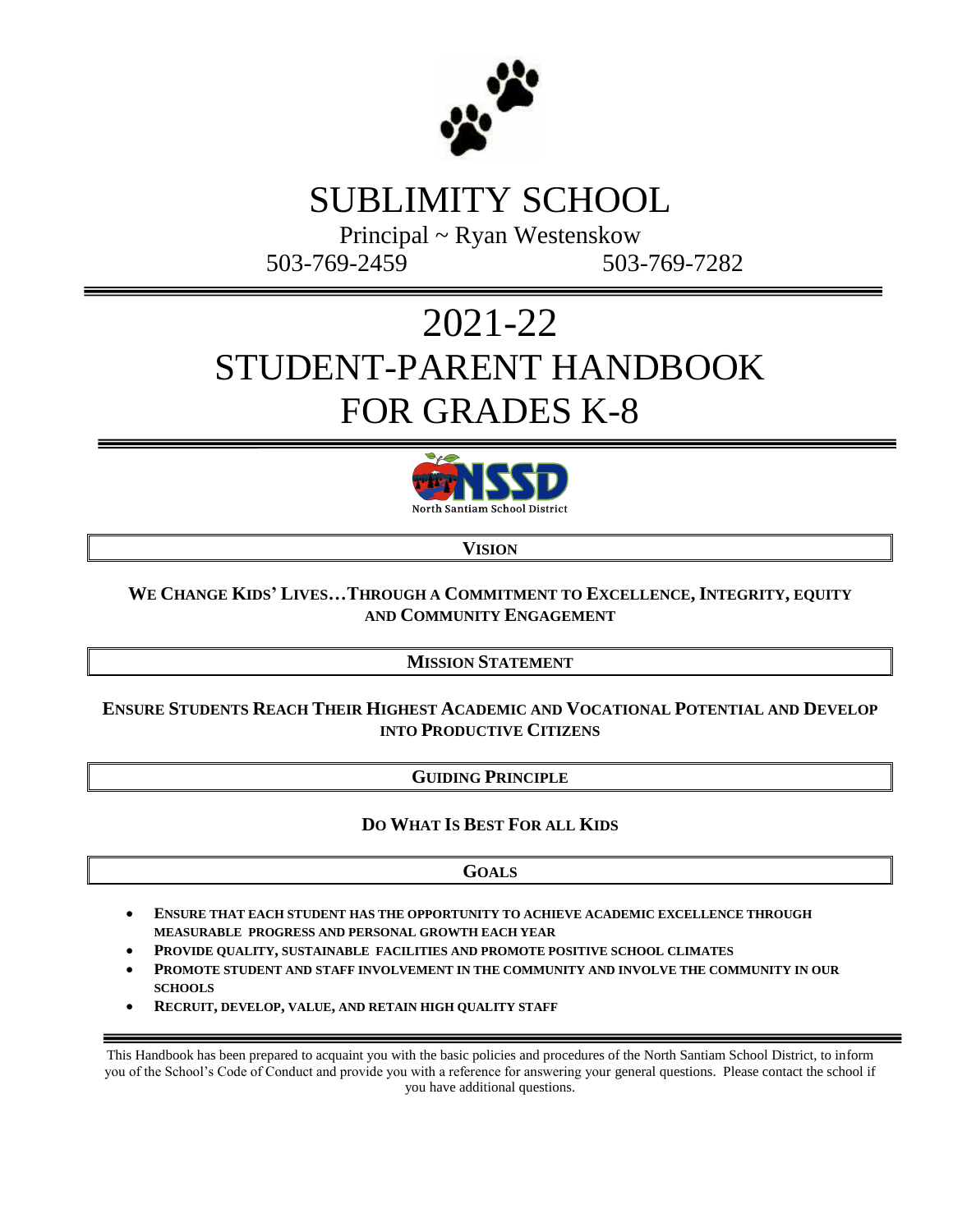# SUBLIMITY SCHOOL

Principal ~ Ryan Westenskow

503-769-2459 503-769-7282

# 2021-22 STUDENT-PARENT HANDBOOK FOR GRADES K-8

North Santiam School District

## VISION

**WE CHANGE KIDS' LIVES…THROUGH A COMMITMENT TO EXCELLENCE, INTEGRITY, EQUITY AND COMMUNITY ENGAGEMENT**

## MISSION STATEMENT

**ENSURE STUDENTS REACH THEIR HIGHEST ACADEMIC AND VOCATIONAL POTENTIAL AND DEVELOP INTO PRODUCTIVE CITIZENS**

## GUIDING PRINCIPLE

**DO WHAT IS BEST FOR ALL KIDS**

## GOALS

- **ENSURE THAT EACH STUDENT HAS THE OPPORTUNITY TO ACHIEVE ACADEMIC EXCELLENCE THROUGH MEASURABLE PROGRESS AND PERSONAL GROWTH EACH YEAR**
- **PROVIDE QUALITY, SUSTAINABLE FACILITIES AND PROMOTE POSITIVE SCHOOL CLIMATES**
- **PROMOTE STUDENT AND STAFF INVOLVEMENT IN THE COMMUNITY AND INVOLVE THE COMMUNITY IN OUR SCHOOLS**
- **RECRUIT, DEVELOP, VALUE, AND RETAIN HIGH QUALITY STAFF**

This Handbook has been prepared to acquaint you with the basic policies and procedures of the North Santiam School District, to inform you of the School's Code of Conduct and provide you with a reference for answering your general questions. Please contact the school if you have additional questions.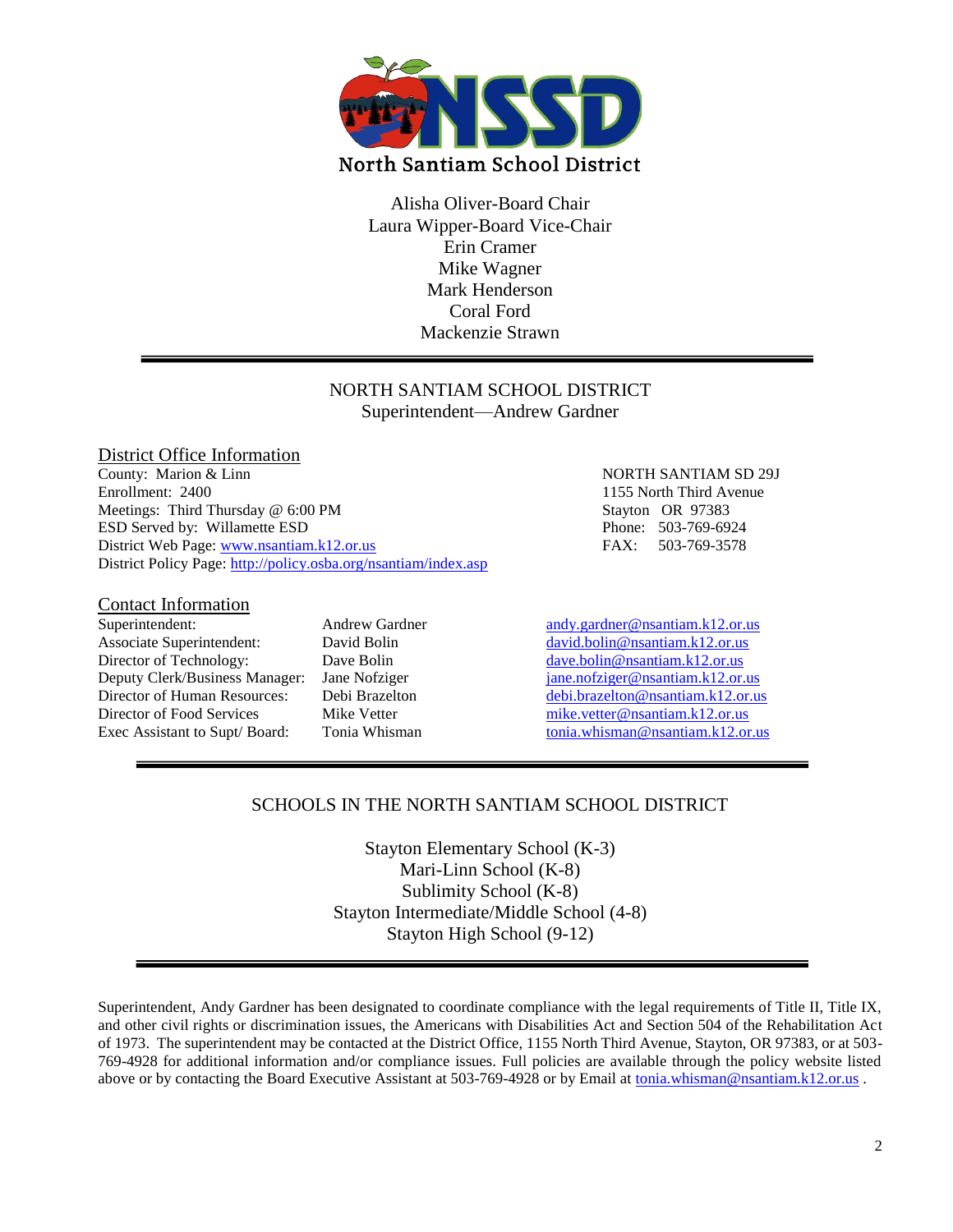North Santiam School District

Alisha Oliver-Board Chair
Laura Wipper-Board Vice-Chair
Erin Cramer
Mike Wagner
Mark Henderson
Coral Ford
Mackenzie Strawn

---

NORTH SANTIAM SCHOOL DISTRICT
Superintendent—Andrew Gardner

## District Office Information

County: Marion & Linn
Enrollment: 2400
Meetings: Third Thursday @ 6:00 PM
ESD Served by: Willamette ESD
District Web Page: www.nsantiam.k12.or.us
District Policy Page: http://policy.osba.org/nsantiam/index.asp

NORTH SANTIAM SD 29J
1155 North Third Avenue
Stayton OR 97383
Phone: 503-769-6924
FAX: 503-769-3578

## Contact Information

| | | |
|---|---|---|
| Superintendent: | Andrew Gardner | andy.gardner@nsantiam.k12.or.us |
| Associate Superintendent: | David Bolin | david.bolin@nsantiam.k12.or.us |
| Director of Technology: | Dave Bolin | dave.bolin@nsantiam.k12.or.us |
| Deputy Clerk/Business Manager: | Jane Nofziger | jane.nofziger@nsantiam.k12.or.us |
| Director of Human Resources: | Debi Brazelton | debi.brazelton@nsantiam.k12.or.us |
| Director of Food Services | Mike Vetter | mike.vetter@nsantiam.k12.or.us |
| Exec Assistant to Supt/ Board: | Tonia Whisman | tonia.whisman@nsantiam.k12.or.us |

---

SCHOOLS IN THE NORTH SANTIAM SCHOOL DISTRICT

Stayton Elementary School (K-3)
Mari-Linn School (K-8)
Sublimity School (K-8)
Stayton Intermediate/Middle School (4-8)
Stayton High School (9-12)

---

Superintendent, Andy Gardner has been designated to coordinate compliance with the legal requirements of Title II, Title IX, and other civil rights or discrimination issues, the Americans with Disabilities Act and Section 504 of the Rehabilitation Act of 1973. The superintendent may be contacted at the District Office, 1155 North Third Avenue, Stayton, OR 97383, or at 503-769-4928 for additional information and/or compliance issues. Full policies are available through the policy website listed above or by contacting the Board Executive Assistant at 503-769-4928 or by Email at tonia.whisman@nsantiam.k12.or.us .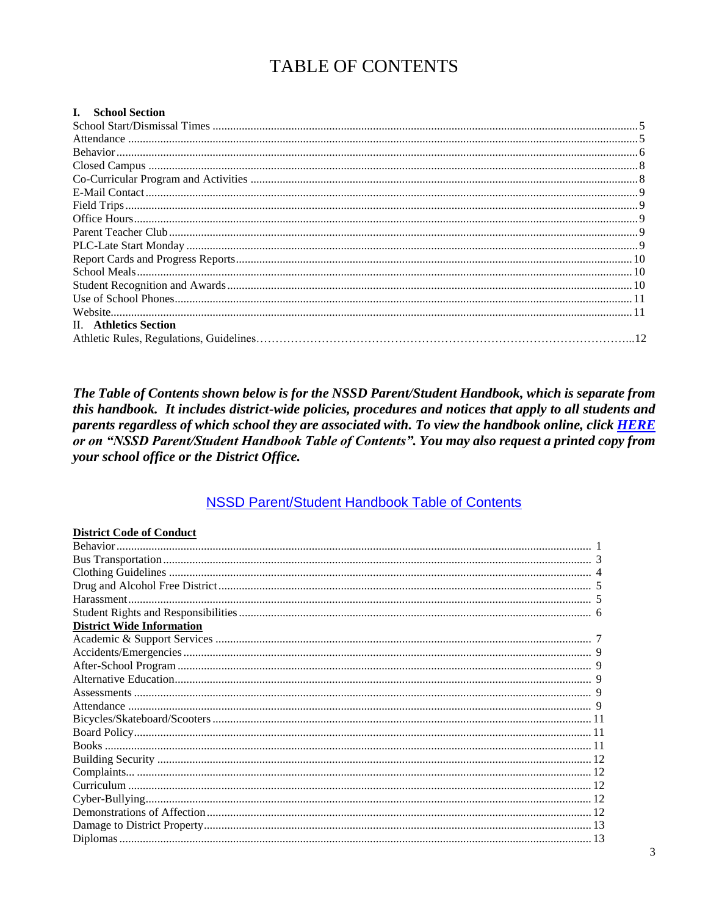# TABLE OF CONTENTS

**I. School Section**

| | |
|---|---|
| School Start/Dismissal Times | 5 |
| Attendance | 5 |
| Behavior | 6 |
| Closed Campus | 8 |
| Co-Curricular Program and Activities | 8 |
| E-Mail Contact | 9 |
| Field Trips | 9 |
| Office Hours | 9 |
| Parent Teacher Club | 9 |
| PLC-Late Start Monday | 9 |
| Report Cards and Progress Reports | 10 |
| School Meals | 10 |
| Student Recognition and Awards | 10 |
| Use of School Phones | 11 |
| Website | 11 |

**II. Athletics Section**

| | |
|---|---|
| Athletic Rules, Regulations, Guidelines | 12 |

***The Table of Contents shown below is for the NSSD Parent/Student Handbook, which is separate from this handbook. It includes district-wide policies, procedures and notices that apply to all students and parents regardless of which school they are associated with. To view the handbook online, click HERE or on "NSSD Parent/Student Handbook Table of Contents". You may also request a printed copy from your school office or the District Office.***

## NSSD Parent/Student Handbook Table of Contents

**District Code of Conduct**

| | |
|---|---|
| Behavior | 1 |
| Bus Transportation | 3 |
| Clothing Guidelines | 4 |
| Drug and Alcohol Free District | 5 |
| Harassment | 5 |
| Student Rights and Responsibilities | 6 |

**District Wide Information**

| | |
|---|---|
| Academic & Support Services | 7 |
| Accidents/Emergencies | 9 |
| After-School Program | 9 |
| Alternative Education | 9 |
| Assessments | 9 |
| Attendance | 9 |
| Bicycles/Skateboard/Scooters | 11 |
| Board Policy | 11 |
| Books | 11 |
| Building Security | 12 |
| Complaints... | 12 |
| Curriculum | 12 |
| Cyber-Bullying | 12 |
| Demonstrations of Affection | 12 |
| Damage to District Property | 13 |
| Diplomas | 13 |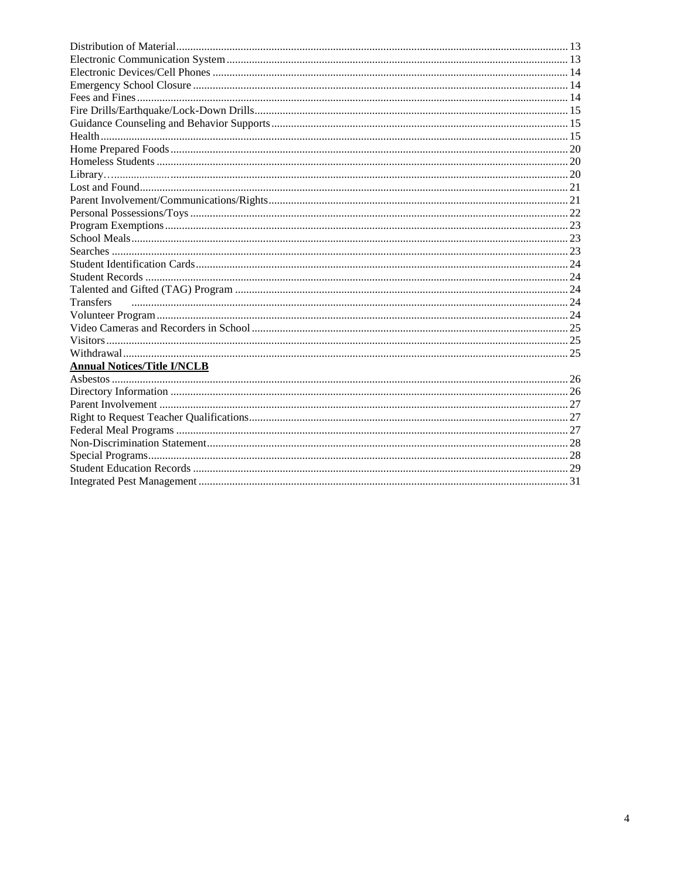Distribution of Material........................................................................................................................... 13
Electronic Communication System ......................................................................................................... 13
Electronic Devices/Cell Phones .............................................................................................................. 14
Emergency School Closure ..................................................................................................................... 14
Fees and Fines ......................................................................................................................................... 14
Fire Drills/Earthquake/Lock-Down Drills ............................................................................................... 15
Guidance Counseling and Behavior Supports ......................................................................................... 15
Health ...................................................................................................................................................... 15
Home Prepared Foods ............................................................................................................................. 20
Homeless Students .................................................................................................................................. 20
Library….................................................................................................................................................. 20
Lost and Found ........................................................................................................................................ 21
Parent Involvement/Communications/Rights .......................................................................................... 21
Personal Possessions/Toys ...................................................................................................................... 22
Program Exemptions ............................................................................................................................... 23
School Meals ........................................................................................................................................... 23
Searches .................................................................................................................................................. 23
Student Identification Cards .................................................................................................................... 24
Student Records ...................................................................................................................................... 24
Talented and Gifted (TAG) Program ...................................................................................................... 24
Transfers .................................................................................................................................................. 24
Volunteer Program .................................................................................................................................. 24
Video Cameras and Recorders in School ................................................................................................ 25
Visitors .................................................................................................................................................... 25
Withdrawal .............................................................................................................................................. 25

**Annual Notices/Title I/NCLB**

Asbestos .................................................................................................................................................. 26
Directory Information ............................................................................................................................. 26
Parent Involvement ................................................................................................................................. 27
Right to Request Teacher Qualifications ................................................................................................. 27
Federal Meal Programs ........................................................................................................................... 27
Non-Discrimination Statement ................................................................................................................ 28
Special Programs ..................................................................................................................................... 28
Student Education Records ..................................................................................................................... 29
Integrated Pest Management ................................................................................................................... 31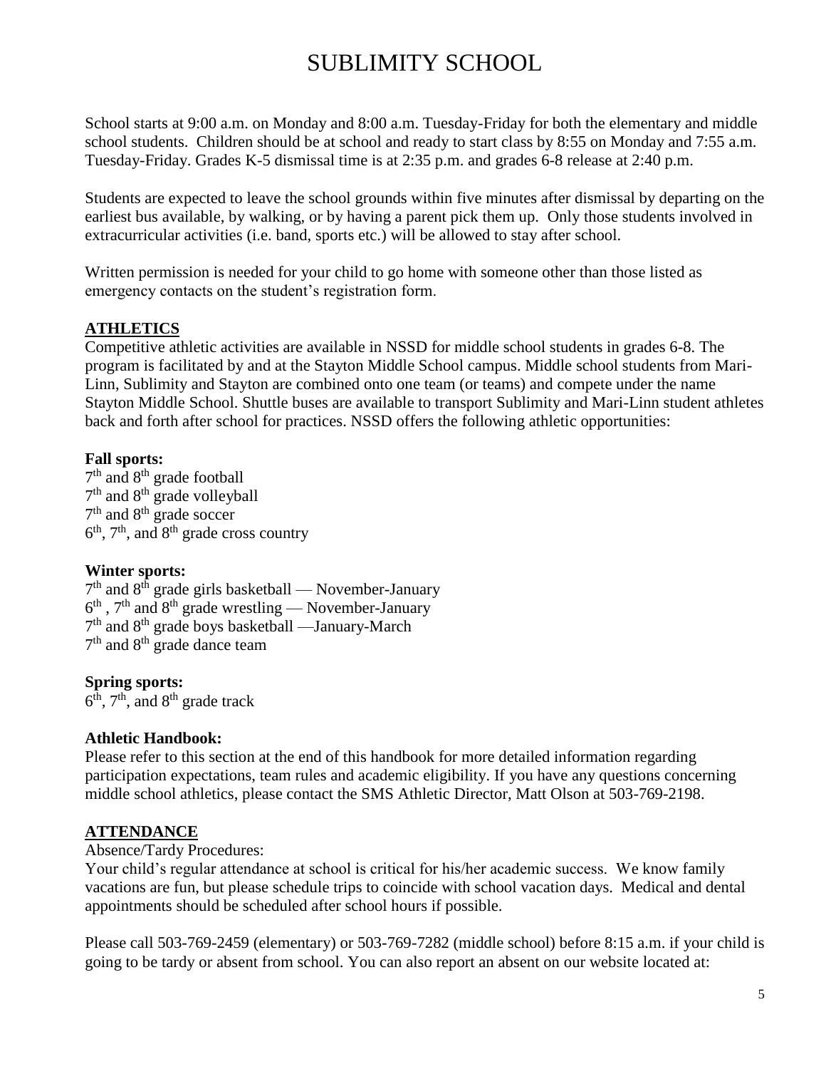# SUBLIMITY SCHOOL

School starts at 9:00 a.m. on Monday and 8:00 a.m. Tuesday-Friday for both the elementary and middle school students. Children should be at school and ready to start class by 8:55 on Monday and 7:55 a.m. Tuesday-Friday. Grades K-5 dismissal time is at 2:35 p.m. and grades 6-8 release at 2:40 p.m.

Students are expected to leave the school grounds within five minutes after dismissal by departing on the earliest bus available, by walking, or by having a parent pick them up. Only those students involved in extracurricular activities (i.e. band, sports etc.) will be allowed to stay after school.

Written permission is needed for your child to go home with someone other than those listed as emergency contacts on the student's registration form.

## ATHLETICS

Competitive athletic activities are available in NSSD for middle school students in grades 6-8. The program is facilitated by and at the Stayton Middle School campus. Middle school students from Mari-Linn, Sublimity and Stayton are combined onto one team (or teams) and compete under the name Stayton Middle School. Shuttle buses are available to transport Sublimity and Mari-Linn student athletes back and forth after school for practices. NSSD offers the following athletic opportunities:

**Fall sports:**

7th and 8th grade football
7th and 8th grade volleyball
7th and 8th grade soccer
6th, 7th, and 8th grade cross country

**Winter sports:**

7th and 8th grade girls basketball — November-January
6th , 7th and 8th grade wrestling — November-January
7th and 8th grade boys basketball —January-March
7th and 8th grade dance team

**Spring sports:**

6th, 7th, and 8th grade track

**Athletic Handbook:**

Please refer to this section at the end of this handbook for more detailed information regarding participation expectations, team rules and academic eligibility. If you have any questions concerning middle school athletics, please contact the SMS Athletic Director, Matt Olson at 503-769-2198.

## ATTENDANCE

Absence/Tardy Procedures:

Your child's regular attendance at school is critical for his/her academic success. We know family vacations are fun, but please schedule trips to coincide with school vacation days. Medical and dental appointments should be scheduled after school hours if possible.

Please call 503-769-2459 (elementary) or 503-769-7282 (middle school) before 8:15 a.m. if your child is going to be tardy or absent from school. You can also report an absent on our website located at: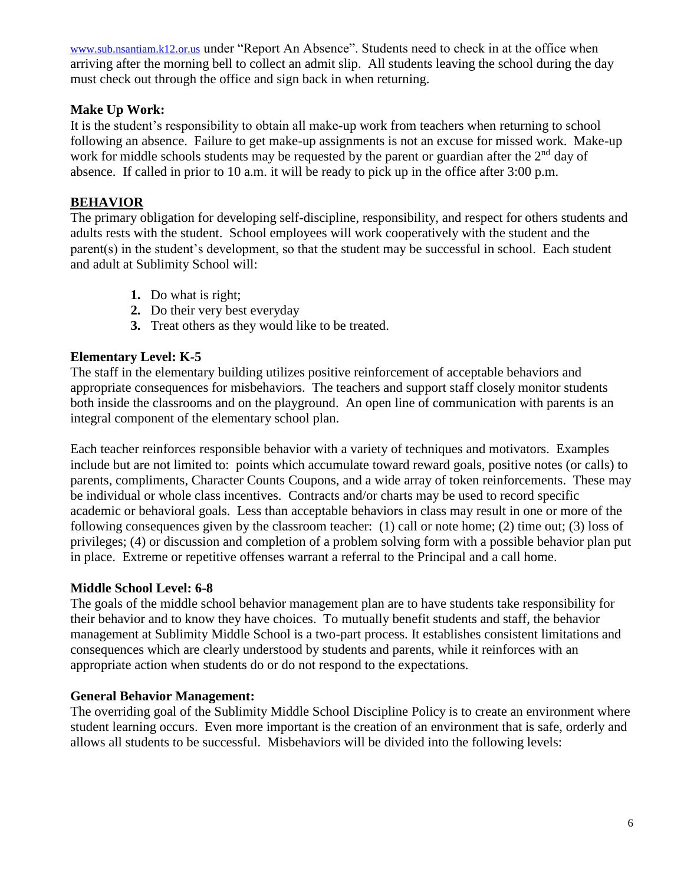www.sub.nsantiam.k12.or.us under "Report An Absence". Students need to check in at the office when arriving after the morning bell to collect an admit slip. All students leaving the school during the day must check out through the office and sign back in when returning.

### Make Up Work:

It is the student's responsibility to obtain all make-up work from teachers when returning to school following an absence. Failure to get make-up assignments is not an excuse for missed work. Make-up work for middle schools students may be requested by the parent or guardian after the 2nd day of absence. If called in prior to 10 a.m. it will be ready to pick up in the office after 3:00 p.m.

## BEHAVIOR

The primary obligation for developing self-discipline, responsibility, and respect for others students and adults rests with the student. School employees will work cooperatively with the student and the parent(s) in the student's development, so that the student may be successful in school. Each student and adult at Sublimity School will:

1. Do what is right;
2. Do their very best everyday
3. Treat others as they would like to be treated.

### Elementary Level: K-5

The staff in the elementary building utilizes positive reinforcement of acceptable behaviors and appropriate consequences for misbehaviors. The teachers and support staff closely monitor students both inside the classrooms and on the playground. An open line of communication with parents is an integral component of the elementary school plan.

Each teacher reinforces responsible behavior with a variety of techniques and motivators. Examples include but are not limited to: points which accumulate toward reward goals, positive notes (or calls) to parents, compliments, Character Counts Coupons, and a wide array of token reinforcements. These may be individual or whole class incentives. Contracts and/or charts may be used to record specific academic or behavioral goals. Less than acceptable behaviors in class may result in one or more of the following consequences given by the classroom teacher: (1) call or note home; (2) time out; (3) loss of privileges; (4) or discussion and completion of a problem solving form with a possible behavior plan put in place. Extreme or repetitive offenses warrant a referral to the Principal and a call home.

### Middle School Level: 6-8

The goals of the middle school behavior management plan are to have students take responsibility for their behavior and to know they have choices. To mutually benefit students and staff, the behavior management at Sublimity Middle School is a two-part process. It establishes consistent limitations and consequences which are clearly understood by students and parents, while it reinforces with an appropriate action when students do or do not respond to the expectations.

### General Behavior Management:

The overriding goal of the Sublimity Middle School Discipline Policy is to create an environment where student learning occurs. Even more important is the creation of an environment that is safe, orderly and allows all students to be successful. Misbehaviors will be divided into the following levels: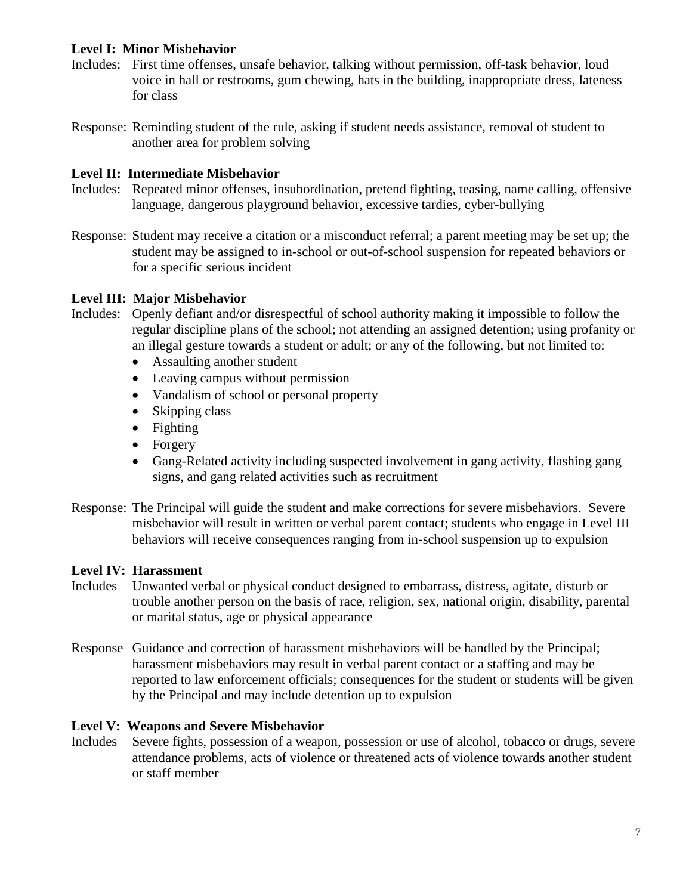**Level I: Minor Misbehavior**

Includes: First time offenses, unsafe behavior, talking without permission, off-task behavior, loud voice in hall or restrooms, gum chewing, hats in the building, inappropriate dress, lateness for class

Response: Reminding student of the rule, asking if student needs assistance, removal of student to another area for problem solving

**Level II: Intermediate Misbehavior**

Includes: Repeated minor offenses, insubordination, pretend fighting, teasing, name calling, offensive language, dangerous playground behavior, excessive tardies, cyber-bullying

Response: Student may receive a citation or a misconduct referral; a parent meeting may be set up; the student may be assigned to in-school or out-of-school suspension for repeated behaviors or for a specific serious incident

**Level III: Major Misbehavior**

Includes: Openly defiant and/or disrespectful of school authority making it impossible to follow the regular discipline plans of the school; not attending an assigned detention; using profanity or an illegal gesture towards a student or adult; or any of the following, but not limited to:

- Assaulting another student
- Leaving campus without permission
- Vandalism of school or personal property
- Skipping class
- Fighting
- Forgery
- Gang-Related activity including suspected involvement in gang activity, flashing gang signs, and gang related activities such as recruitment

Response: The Principal will guide the student and make corrections for severe misbehaviors. Severe misbehavior will result in written or verbal parent contact; students who engage in Level III behaviors will receive consequences ranging from in-school suspension up to expulsion

**Level IV: Harassment**

Includes Unwanted verbal or physical conduct designed to embarrass, distress, agitate, disturb or trouble another person on the basis of race, religion, sex, national origin, disability, parental or marital status, age or physical appearance

Response Guidance and correction of harassment misbehaviors will be handled by the Principal; harassment misbehaviors may result in verbal parent contact or a staffing and may be reported to law enforcement officials; consequences for the student or students will be given by the Principal and may include detention up to expulsion

**Level V: Weapons and Severe Misbehavior**

Includes Severe fights, possession of a weapon, possession or use of alcohol, tobacco or drugs, severe attendance problems, acts of violence or threatened acts of violence towards another student or staff member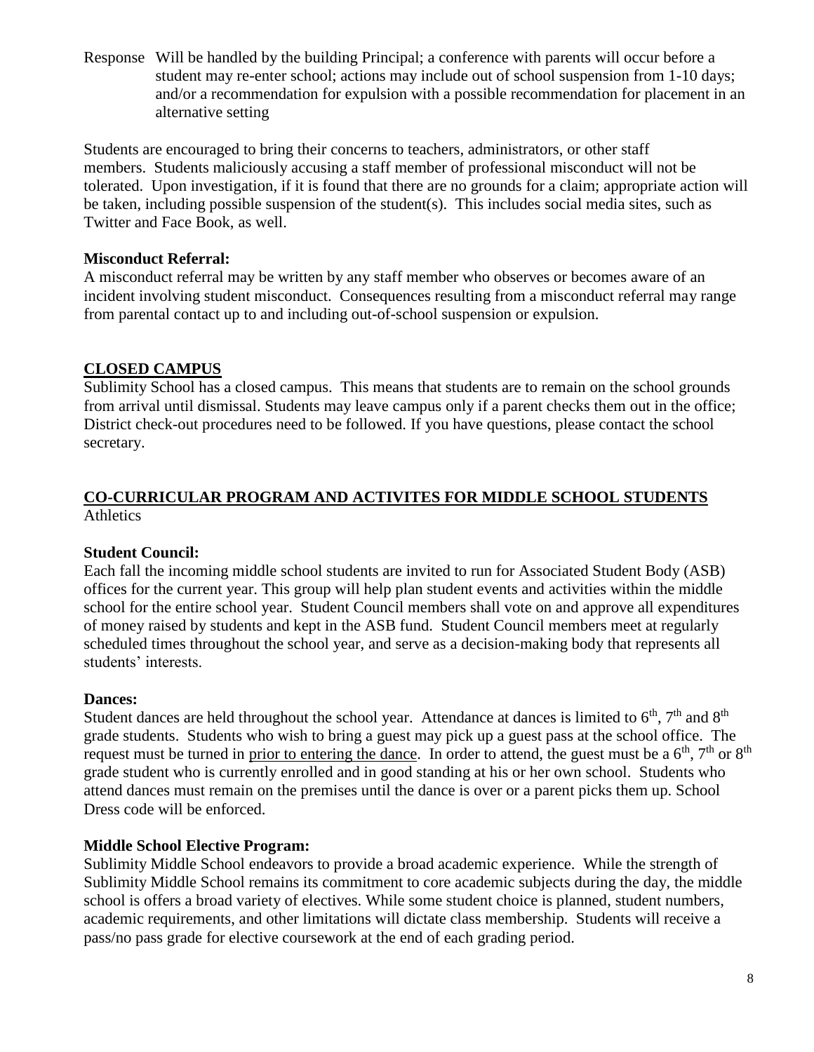Response Will be handled by the building Principal; a conference with parents will occur before a student may re-enter school; actions may include out of school suspension from 1-10 days; and/or a recommendation for expulsion with a possible recommendation for placement in an alternative setting

Students are encouraged to bring their concerns to teachers, administrators, or other staff members. Students maliciously accusing a staff member of professional misconduct will not be tolerated. Upon investigation, if it is found that there are no grounds for a claim; appropriate action will be taken, including possible suspension of the student(s). This includes social media sites, such as Twitter and Face Book, as well.

**Misconduct Referral:**
A misconduct referral may be written by any staff member who observes or becomes aware of an incident involving student misconduct. Consequences resulting from a misconduct referral may range from parental contact up to and including out-of-school suspension or expulsion.

## CLOSED CAMPUS

Sublimity School has a closed campus. This means that students are to remain on the school grounds from arrival until dismissal. Students may leave campus only if a parent checks them out in the office; District check-out procedures need to be followed. If you have questions, please contact the school secretary.

## CO-CURRICULAR PROGRAM AND ACTIVITES FOR MIDDLE SCHOOL STUDENTS

Athletics

**Student Council:**
Each fall the incoming middle school students are invited to run for Associated Student Body (ASB) offices for the current year. This group will help plan student events and activities within the middle school for the entire school year. Student Council members shall vote on and approve all expenditures of money raised by students and kept in the ASB fund. Student Council members meet at regularly scheduled times throughout the school year, and serve as a decision-making body that represents all students' interests.

**Dances:**
Student dances are held throughout the school year. Attendance at dances is limited to 6th, 7th and 8th grade students. Students who wish to bring a guest may pick up a guest pass at the school office. The request must be turned in prior to entering the dance. In order to attend, the guest must be a 6th, 7th or 8th grade student who is currently enrolled and in good standing at his or her own school. Students who attend dances must remain on the premises until the dance is over or a parent picks them up. School Dress code will be enforced.

**Middle School Elective Program:**
Sublimity Middle School endeavors to provide a broad academic experience. While the strength of Sublimity Middle School remains its commitment to core academic subjects during the day, the middle school is offers a broad variety of electives. While some student choice is planned, student numbers, academic requirements, and other limitations will dictate class membership. Students will receive a pass/no pass grade for elective coursework at the end of each grading period.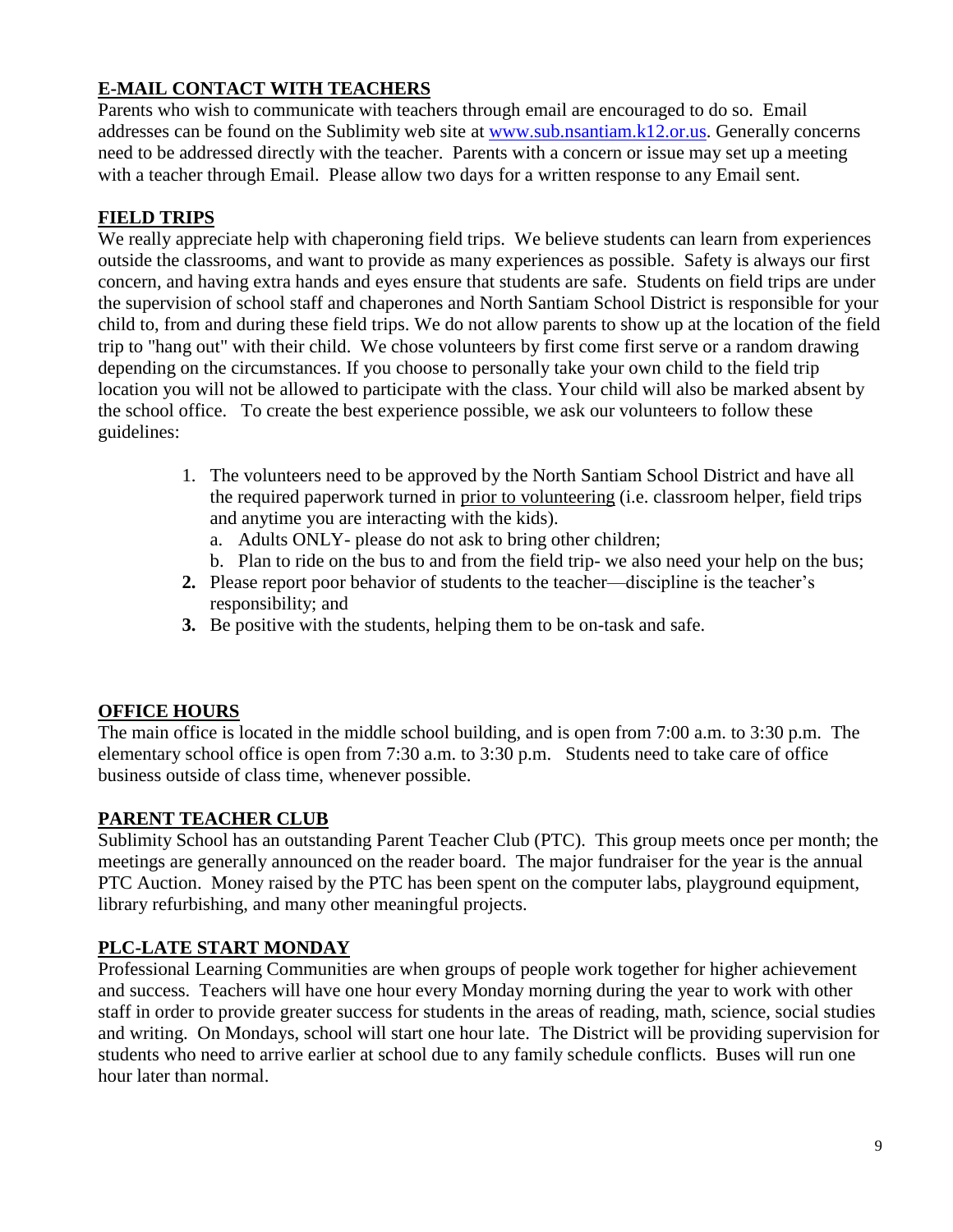## E-MAIL CONTACT WITH TEACHERS

Parents who wish to communicate with teachers through email are encouraged to do so. Email addresses can be found on the Sublimity web site at [www.sub.nsantiam.k12.or.us](http://www.sub.nsantiam.k12.or.us). Generally concerns need to be addressed directly with the teacher. Parents with a concern or issue may set up a meeting with a teacher through Email. Please allow two days for a written response to any Email sent.

## FIELD TRIPS

We really appreciate help with chaperoning field trips. We believe students can learn from experiences outside the classrooms, and want to provide as many experiences as possible. Safety is always our first concern, and having extra hands and eyes ensure that students are safe. Students on field trips are under the supervision of school staff and chaperones and North Santiam School District is responsible for your child to, from and during these field trips. We do not allow parents to show up at the location of the field trip to "hang out" with their child. We chose volunteers by first come first serve or a random drawing depending on the circumstances. If you choose to personally take your own child to the field trip location you will not be allowed to participate with the class. Your child will also be marked absent by the school office. To create the best experience possible, we ask our volunteers to follow these guidelines:

1. The volunteers need to be approved by the North Santiam School District and have all the required paperwork turned in prior to volunteering (i.e. classroom helper, field trips and anytime you are interacting with the kids).
   a. Adults ONLY- please do not ask to bring other children;
   b. Plan to ride on the bus to and from the field trip- we also need your help on the bus;
2. Please report poor behavior of students to the teacher—discipline is the teacher's responsibility; and
3. Be positive with the students, helping them to be on-task and safe.

## OFFICE HOURS

The main office is located in the middle school building, and is open from 7:00 a.m. to 3:30 p.m. The elementary school office is open from 7:30 a.m. to 3:30 p.m. Students need to take care of office business outside of class time, whenever possible.

## PARENT TEACHER CLUB

Sublimity School has an outstanding Parent Teacher Club (PTC). This group meets once per month; the meetings are generally announced on the reader board. The major fundraiser for the year is the annual PTC Auction. Money raised by the PTC has been spent on the computer labs, playground equipment, library refurbishing, and many other meaningful projects.

## PLC-LATE START MONDAY

Professional Learning Communities are when groups of people work together for higher achievement and success. Teachers will have one hour every Monday morning during the year to work with other staff in order to provide greater success for students in the areas of reading, math, science, social studies and writing. On Mondays, school will start one hour late. The District will be providing supervision for students who need to arrive earlier at school due to any family schedule conflicts. Buses will run one hour later than normal.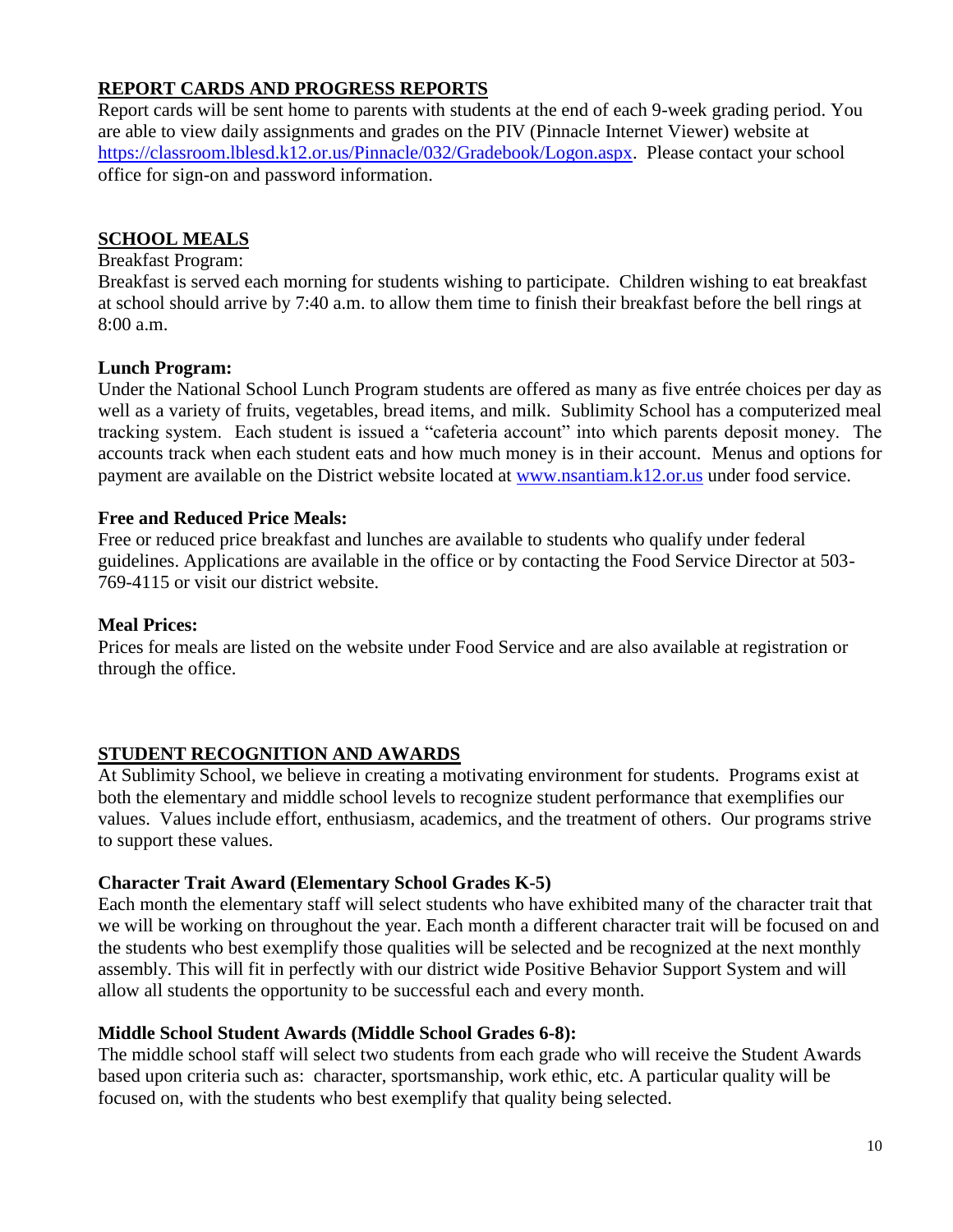## REPORT CARDS AND PROGRESS REPORTS

Report cards will be sent home to parents with students at the end of each 9-week grading period. You are able to view daily assignments and grades on the PIV (Pinnacle Internet Viewer) website at [https://classroom.lblesd.k12.or.us/Pinnacle/032/Gradebook/Logon.aspx](https://classroom.lblesd.k12.or.us/Pinnacle/032/Gradebook/Logon.aspx). Please contact your school office for sign-on and password information.

## SCHOOL MEALS

Breakfast Program:

Breakfast is served each morning for students wishing to participate. Children wishing to eat breakfast at school should arrive by 7:40 a.m. to allow them time to finish their breakfast before the bell rings at 8:00 a.m.

**Lunch Program:**

Under the National School Lunch Program students are offered as many as five entrée choices per day as well as a variety of fruits, vegetables, bread items, and milk. Sublimity School has a computerized meal tracking system. Each student is issued a "cafeteria account" into which parents deposit money. The accounts track when each student eats and how much money is in their account. Menus and options for payment are available on the District website located at [www.nsantiam.k12.or.us](www.nsantiam.k12.or.us) under food service.

**Free and Reduced Price Meals:**

Free or reduced price breakfast and lunches are available to students who qualify under federal guidelines. Applications are available in the office or by contacting the Food Service Director at 503-769-4115 or visit our district website.

**Meal Prices:**

Prices for meals are listed on the website under Food Service and are also available at registration or through the office.

## STUDENT RECOGNITION AND AWARDS

At Sublimity School, we believe in creating a motivating environment for students. Programs exist at both the elementary and middle school levels to recognize student performance that exemplifies our values. Values include effort, enthusiasm, academics, and the treatment of others. Our programs strive to support these values.

**Character Trait Award (Elementary School Grades K-5)**

Each month the elementary staff will select students who have exhibited many of the character trait that we will be working on throughout the year. Each month a different character trait will be focused on and the students who best exemplify those qualities will be selected and be recognized at the next monthly assembly. This will fit in perfectly with our district wide Positive Behavior Support System and will allow all students the opportunity to be successful each and every month.

**Middle School Student Awards (Middle School Grades 6-8):**

The middle school staff will select two students from each grade who will receive the Student Awards based upon criteria such as: character, sportsmanship, work ethic, etc. A particular quality will be focused on, with the students who best exemplify that quality being selected.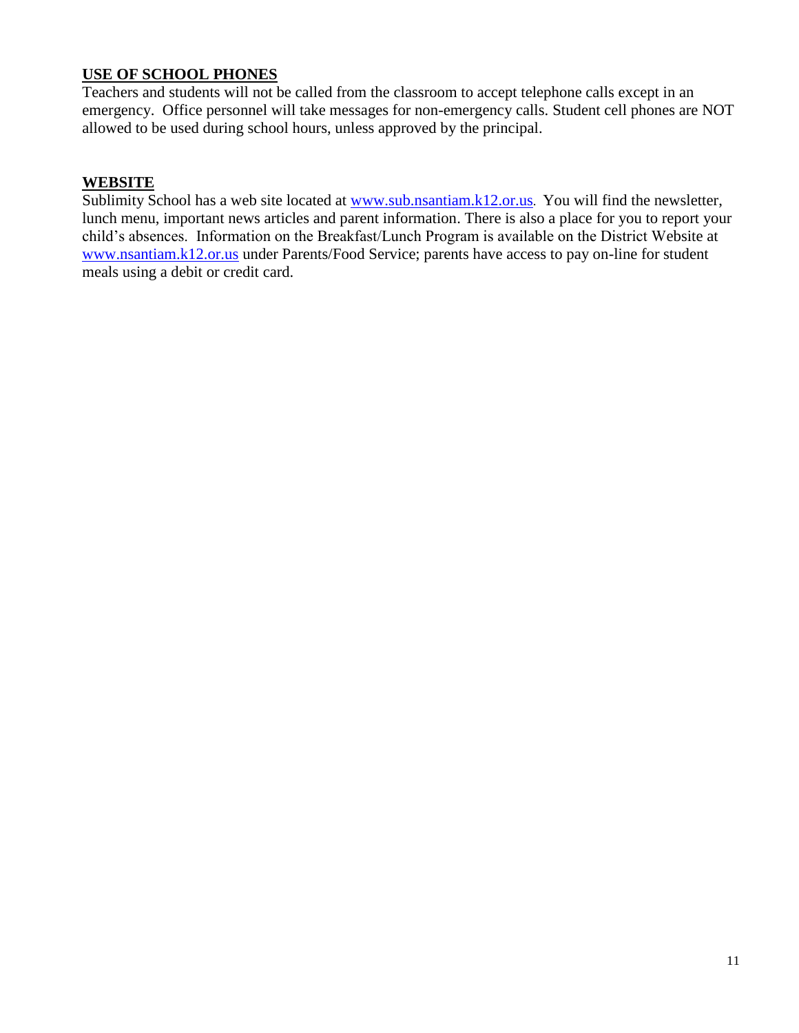## USE OF SCHOOL PHONES

Teachers and students will not be called from the classroom to accept telephone calls except in an emergency. Office personnel will take messages for non-emergency calls. Student cell phones are NOT allowed to be used during school hours, unless approved by the principal.

## WEBSITE

Sublimity School has a web site located at www.sub.nsantiam.k12.or.us. You will find the newsletter, lunch menu, important news articles and parent information. There is also a place for you to report your child's absences. Information on the Breakfast/Lunch Program is available on the District Website at www.nsantiam.k12.or.us under Parents/Food Service; parents have access to pay on-line for student meals using a debit or credit card.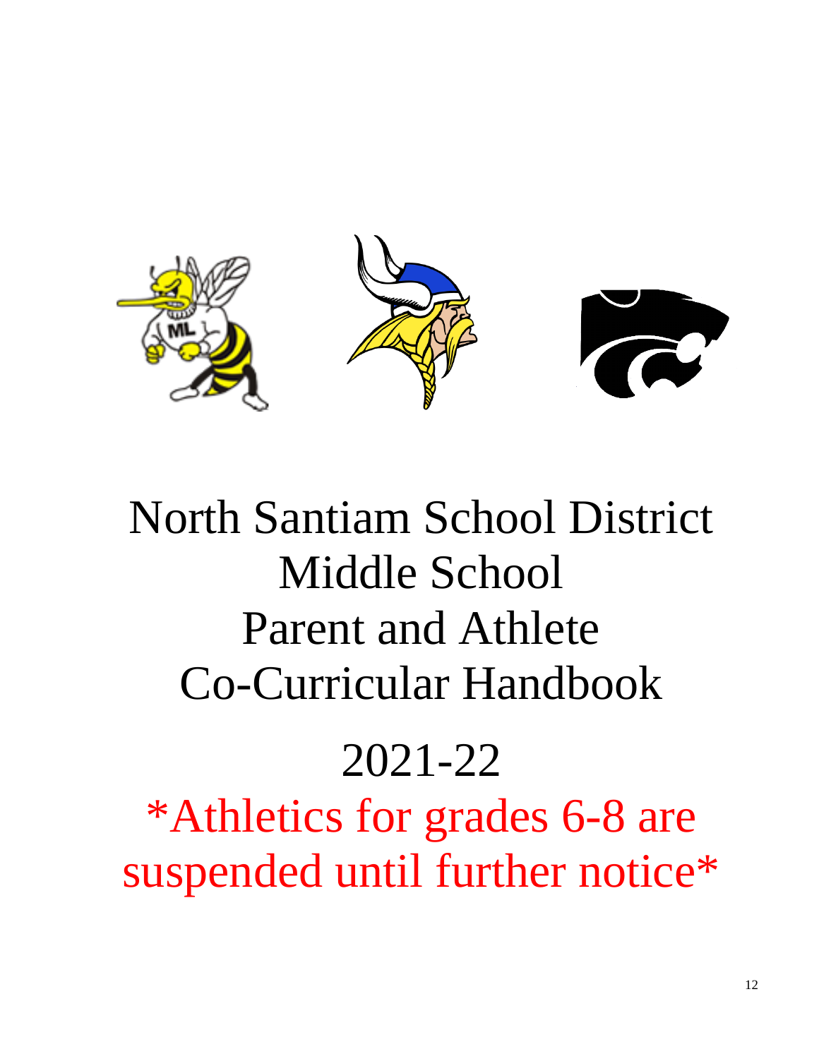# North Santiam School District Middle School Parent and Athlete Co-Curricular Handbook

# 2021-22

## *Athletics for grades 6-8 are suspended until further notice*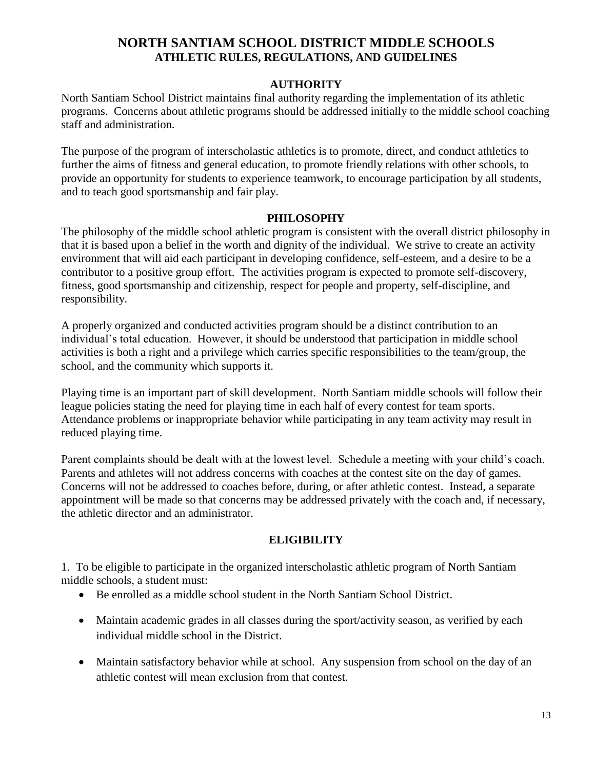# NORTH SANTIAM SCHOOL DISTRICT MIDDLE SCHOOLS
## ATHLETIC RULES, REGULATIONS, AND GUIDELINES

### AUTHORITY

North Santiam School District maintains final authority regarding the implementation of its athletic programs. Concerns about athletic programs should be addressed initially to the middle school coaching staff and administration.

The purpose of the program of interscholastic athletics is to promote, direct, and conduct athletics to further the aims of fitness and general education, to promote friendly relations with other schools, to provide an opportunity for students to experience teamwork, to encourage participation by all students, and to teach good sportsmanship and fair play.

### PHILOSOPHY

The philosophy of the middle school athletic program is consistent with the overall district philosophy in that it is based upon a belief in the worth and dignity of the individual. We strive to create an activity environment that will aid each participant in developing confidence, self-esteem, and a desire to be a contributor to a positive group effort. The activities program is expected to promote self-discovery, fitness, good sportsmanship and citizenship, respect for people and property, self-discipline, and responsibility.

A properly organized and conducted activities program should be a distinct contribution to an individual's total education. However, it should be understood that participation in middle school activities is both a right and a privilege which carries specific responsibilities to the team/group, the school, and the community which supports it.

Playing time is an important part of skill development. North Santiam middle schools will follow their league policies stating the need for playing time in each half of every contest for team sports. Attendance problems or inappropriate behavior while participating in any team activity may result in reduced playing time.

Parent complaints should be dealt with at the lowest level. Schedule a meeting with your child's coach. Parents and athletes will not address concerns with coaches at the contest site on the day of games. Concerns will not be addressed to coaches before, during, or after athletic contest. Instead, a separate appointment will be made so that concerns may be addressed privately with the coach and, if necessary, the athletic director and an administrator.

### ELIGIBILITY

1. To be eligible to participate in the organized interscholastic athletic program of North Santiam middle schools, a student must:

- Be enrolled as a middle school student in the North Santiam School District.
- Maintain academic grades in all classes during the sport/activity season, as verified by each individual middle school in the District.
- Maintain satisfactory behavior while at school. Any suspension from school on the day of an athletic contest will mean exclusion from that contest.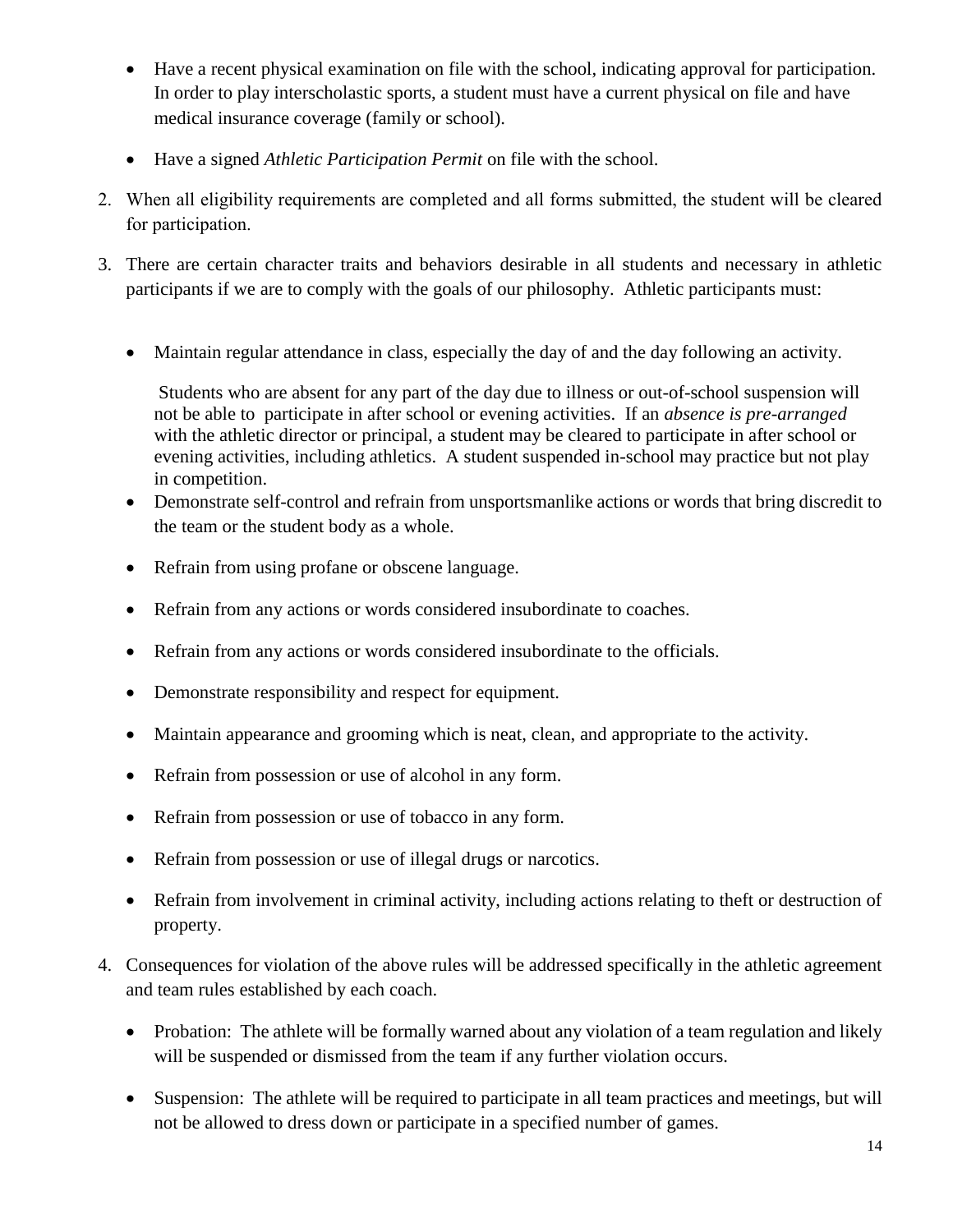- Have a recent physical examination on file with the school, indicating approval for participation. In order to play interscholastic sports, a student must have a current physical on file and have medical insurance coverage (family or school).
- Have a signed *Athletic Participation Permit* on file with the school.

2. When all eligibility requirements are completed and all forms submitted, the student will be cleared for participation.

3. There are certain character traits and behaviors desirable in all students and necessary in athletic participants if we are to comply with the goals of our philosophy. Athletic participants must:

   - Maintain regular attendance in class, especially the day of and the day following an activity.

     Students who are absent for any part of the day due to illness or out-of-school suspension will not be able to participate in after school or evening activities. If an *absence is pre-arranged* with the athletic director or principal, a student may be cleared to participate in after school or evening activities, including athletics. A student suspended in-school may practice but not play in competition.
   - Demonstrate self-control and refrain from unsportsmanlike actions or words that bring discredit to the team or the student body as a whole.
   - Refrain from using profane or obscene language.
   - Refrain from any actions or words considered insubordinate to coaches.
   - Refrain from any actions or words considered insubordinate to the officials.
   - Demonstrate responsibility and respect for equipment.
   - Maintain appearance and grooming which is neat, clean, and appropriate to the activity.
   - Refrain from possession or use of alcohol in any form.
   - Refrain from possession or use of tobacco in any form.
   - Refrain from possession or use of illegal drugs or narcotics.
   - Refrain from involvement in criminal activity, including actions relating to theft or destruction of property.

4. Consequences for violation of the above rules will be addressed specifically in the athletic agreement and team rules established by each coach.

   - Probation: The athlete will be formally warned about any violation of a team regulation and likely will be suspended or dismissed from the team if any further violation occurs.
   - Suspension: The athlete will be required to participate in all team practices and meetings, but will not be allowed to dress down or participate in a specified number of games.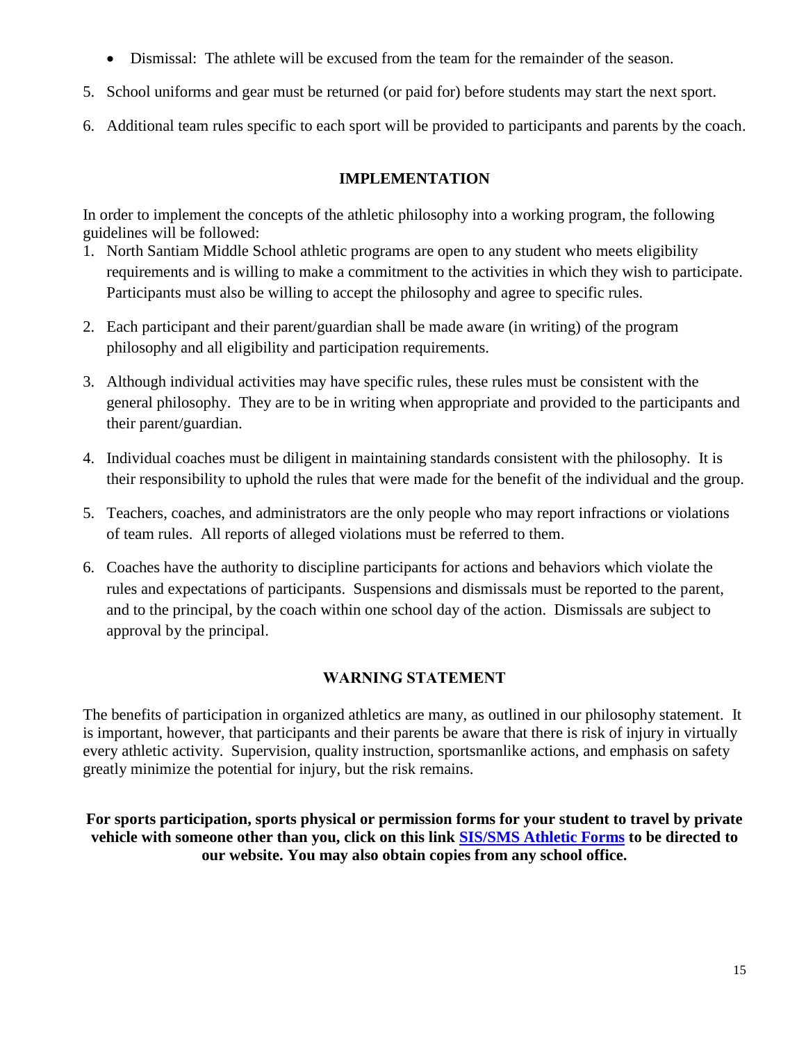- Dismissal: The athlete will be excused from the team for the remainder of the season.

5. School uniforms and gear must be returned (or paid for) before students may start the next sport.
6. Additional team rules specific to each sport will be provided to participants and parents by the coach.

## IMPLEMENTATION

In order to implement the concepts of the athletic philosophy into a working program, the following guidelines will be followed:

1. North Santiam Middle School athletic programs are open to any student who meets eligibility requirements and is willing to make a commitment to the activities in which they wish to participate. Participants must also be willing to accept the philosophy and agree to specific rules.
2. Each participant and their parent/guardian shall be made aware (in writing) of the program philosophy and all eligibility and participation requirements.
3. Although individual activities may have specific rules, these rules must be consistent with the general philosophy. They are to be in writing when appropriate and provided to the participants and their parent/guardian.
4. Individual coaches must be diligent in maintaining standards consistent with the philosophy. It is their responsibility to uphold the rules that were made for the benefit of the individual and the group.
5. Teachers, coaches, and administrators are the only people who may report infractions or violations of team rules. All reports of alleged violations must be referred to them.
6. Coaches have the authority to discipline participants for actions and behaviors which violate the rules and expectations of participants. Suspensions and dismissals must be reported to the parent, and to the principal, by the coach within one school day of the action. Dismissals are subject to approval by the principal.

## WARNING STATEMENT

The benefits of participation in organized athletics are many, as outlined in our philosophy statement. It is important, however, that participants and their parents be aware that there is risk of injury in virtually every athletic activity. Supervision, quality instruction, sportsmanlike actions, and emphasis on safety greatly minimize the potential for injury, but the risk remains.

**For sports participation, sports physical or permission forms for your student to travel by private vehicle with someone other than you, click on this link SIS/SMS Athletic Forms to be directed to our website. You may also obtain copies from any school office.**